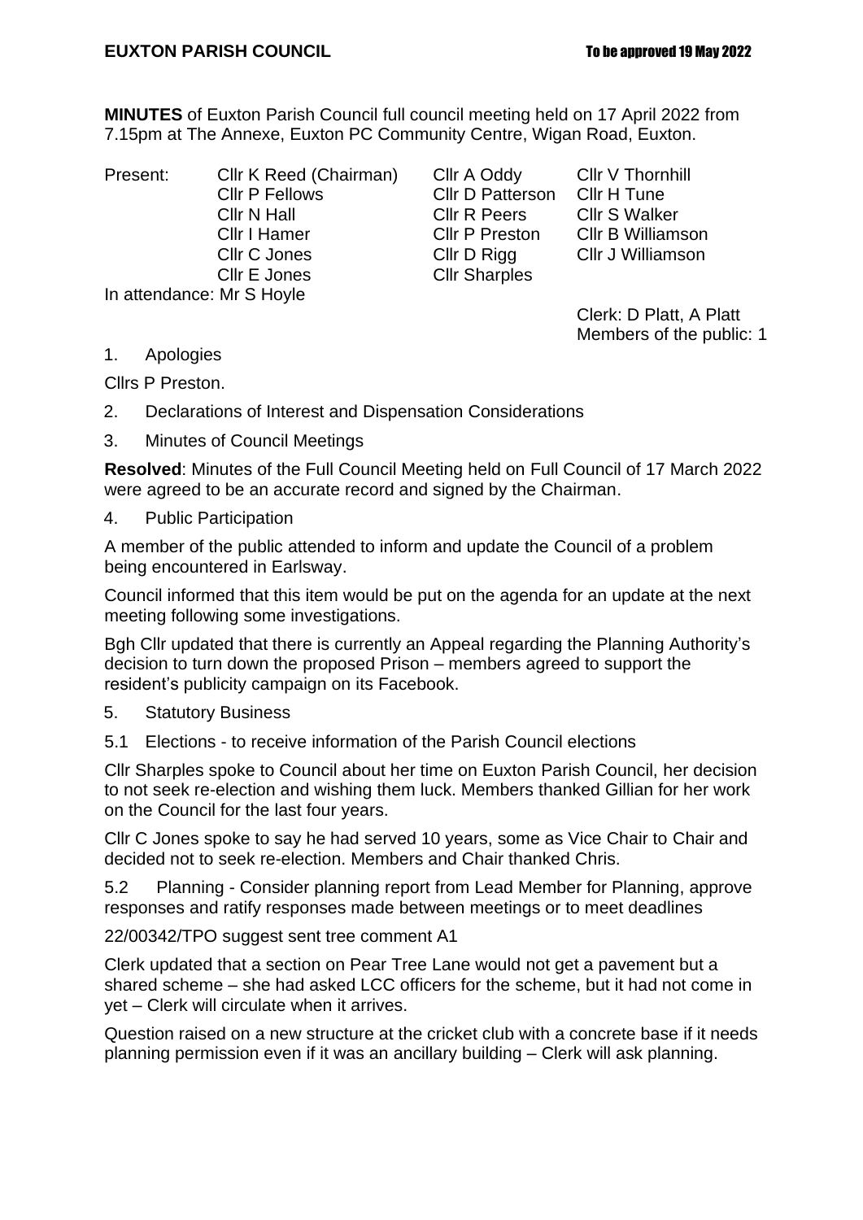**MINUTES** of Euxton Parish Council full council meeting held on 17 April 2022 from 7.15pm at The Annexe, Euxton PC Community Centre, Wigan Road, Euxton.

| Present: | Cllr K Reed (Chairman) | Cllr A Oddy | Cllr V Thornhill |
|---|---|---|---|
| | Cllr P Fellows | Cllr D Patterson | Cllr H Tune |
| | Cllr N Hall | Cllr R Peers | Cllr S Walker |
| | Cllr I Hamer | Cllr P Preston | Cllr B Williamson |
| | Cllr C Jones | Cllr D Rigg | Cllr J Williamson |
| | Cllr E Jones | Cllr Sharples | |

In attendance: Mr S Hoyle

Clerk: D Platt, A Platt
Members of the public: 1

1. Apologies

Cllrs P Preston.

2. Declarations of Interest and Dispensation Considerations

3. Minutes of Council Meetings

**Resolved**: Minutes of the Full Council Meeting held on Full Council of 17 March 2022 were agreed to be an accurate record and signed by the Chairman.

4. Public Participation

A member of the public attended to inform and update the Council of a problem being encountered in Earlsway.

Council informed that this item would be put on the agenda for an update at the next meeting following some investigations.

Bgh Cllr updated that there is currently an Appeal regarding the Planning Authority's decision to turn down the proposed Prison – members agreed to support the resident's publicity campaign on its Facebook.

5. Statutory Business

5.1 Elections - to receive information of the Parish Council elections

Cllr Sharples spoke to Council about her time on Euxton Parish Council, her decision to not seek re-election and wishing them luck. Members thanked Gillian for her work on the Council for the last four years.

Cllr C Jones spoke to say he had served 10 years, some as Vice Chair to Chair and decided not to seek re-election. Members and Chair thanked Chris.

5.2 Planning - Consider planning report from Lead Member for Planning, approve responses and ratify responses made between meetings or to meet deadlines

22/00342/TPO suggest sent tree comment A1

Clerk updated that a section on Pear Tree Lane would not get a pavement but a shared scheme – she had asked LCC officers for the scheme, but it had not come in yet – Clerk will circulate when it arrives.

Question raised on a new structure at the cricket club with a concrete base if it needs planning permission even if it was an ancillary building – Clerk will ask planning.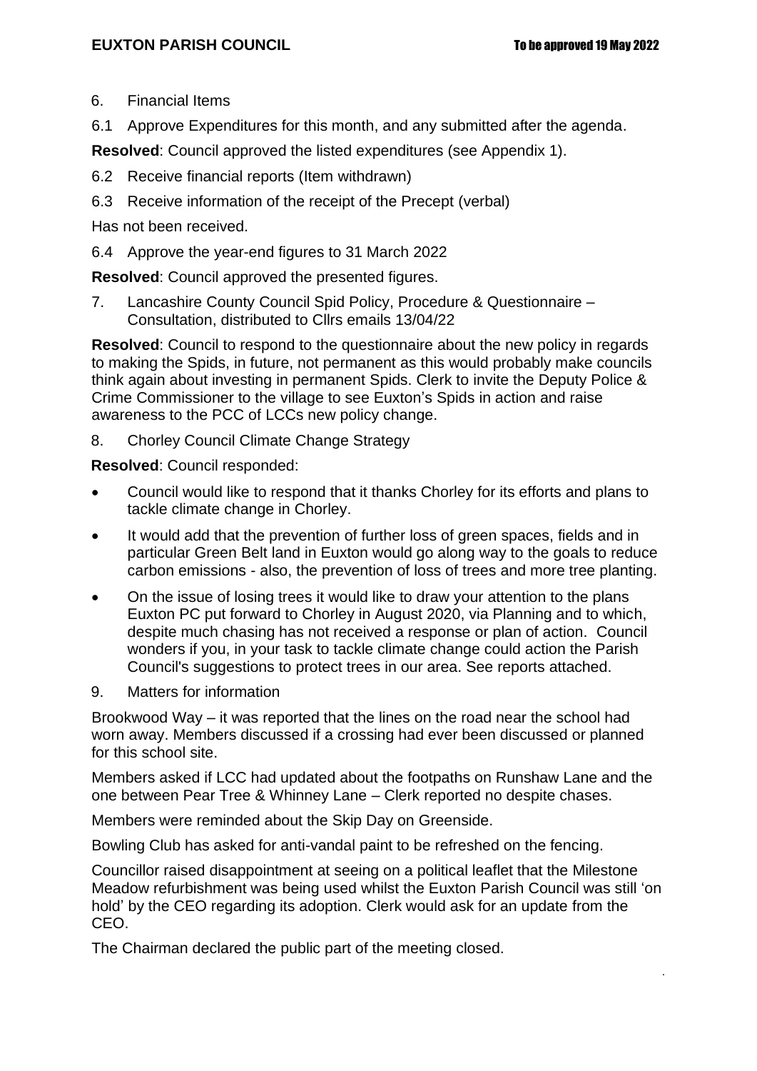6. Financial Items

6.1 Approve Expenditures for this month, and any submitted after the agenda.

**Resolved**: Council approved the listed expenditures (see Appendix 1).

6.2 Receive financial reports (Item withdrawn)

6.3 Receive information of the receipt of the Precept (verbal)

Has not been received.

6.4 Approve the year-end figures to 31 March 2022

**Resolved**: Council approved the presented figures.

7. Lancashire County Council Spid Policy, Procedure & Questionnaire – Consultation, distributed to Cllrs emails 13/04/22

**Resolved**: Council to respond to the questionnaire about the new policy in regards to making the Spids, in future, not permanent as this would probably make councils think again about investing in permanent Spids. Clerk to invite the Deputy Police & Crime Commissioner to the village to see Euxton's Spids in action and raise awareness to the PCC of LCCs new policy change.

8. Chorley Council Climate Change Strategy

**Resolved**: Council responded:

- Council would like to respond that it thanks Chorley for its efforts and plans to tackle climate change in Chorley.
- It would add that the prevention of further loss of green spaces, fields and in particular Green Belt land in Euxton would go along way to the goals to reduce carbon emissions - also, the prevention of loss of trees and more tree planting.
- On the issue of losing trees it would like to draw your attention to the plans Euxton PC put forward to Chorley in August 2020, via Planning and to which, despite much chasing has not received a response or plan of action. Council wonders if you, in your task to tackle climate change could action the Parish Council's suggestions to protect trees in our area. See reports attached.

9. Matters for information

Brookwood Way – it was reported that the lines on the road near the school had worn away. Members discussed if a crossing had ever been discussed or planned for this school site.

Members asked if LCC had updated about the footpaths on Runshaw Lane and the one between Pear Tree & Whinney Lane – Clerk reported no despite chases.

Members were reminded about the Skip Day on Greenside.

Bowling Club has asked for anti-vandal paint to be refreshed on the fencing.

Councillor raised disappointment at seeing on a political leaflet that the Milestone Meadow refurbishment was being used whilst the Euxton Parish Council was still 'on hold' by the CEO regarding its adoption. Clerk would ask for an update from the CEO.

The Chairman declared the public part of the meeting closed.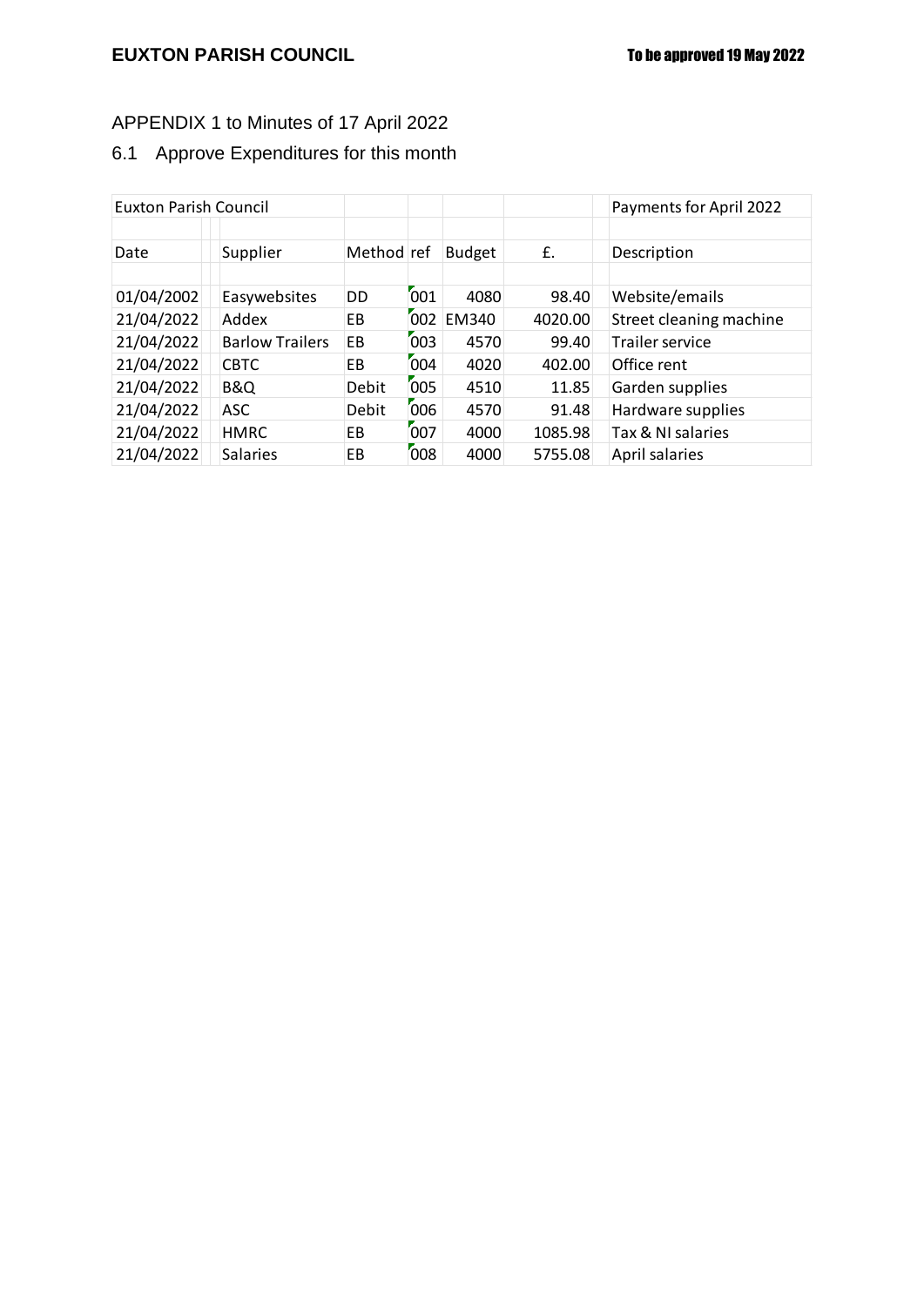APPENDIX 1 to Minutes of 17 April 2022

## 6.1 Approve Expenditures for this month

| Euxton Parish Council | | | | | | Payments for April 2022 |
|---|---|---|---|---|---|---|
| | | | | | | |
| Date | Supplier | Method | ref | Budget | £. | Description |
| | | | | | | |
| 01/04/2002 | Easywebsites | DD | 001 | 4080 | 98.40 | Website/emails |
| 21/04/2022 | Addex | EB | 002 | EM340 | 4020.00 | Street cleaning machine |
| 21/04/2022 | Barlow Trailers | EB | 003 | 4570 | 99.40 | Trailer service |
| 21/04/2022 | CBTC | EB | 004 | 4020 | 402.00 | Office rent |
| 21/04/2022 | B&Q | Debit | 005 | 4510 | 11.85 | Garden supplies |
| 21/04/2022 | ASC | Debit | 006 | 4570 | 91.48 | Hardware supplies |
| 21/04/2022 | HMRC | EB | 007 | 4000 | 1085.98 | Tax & NI salaries |
| 21/04/2022 | Salaries | EB | 008 | 4000 | 5755.08 | April salaries |